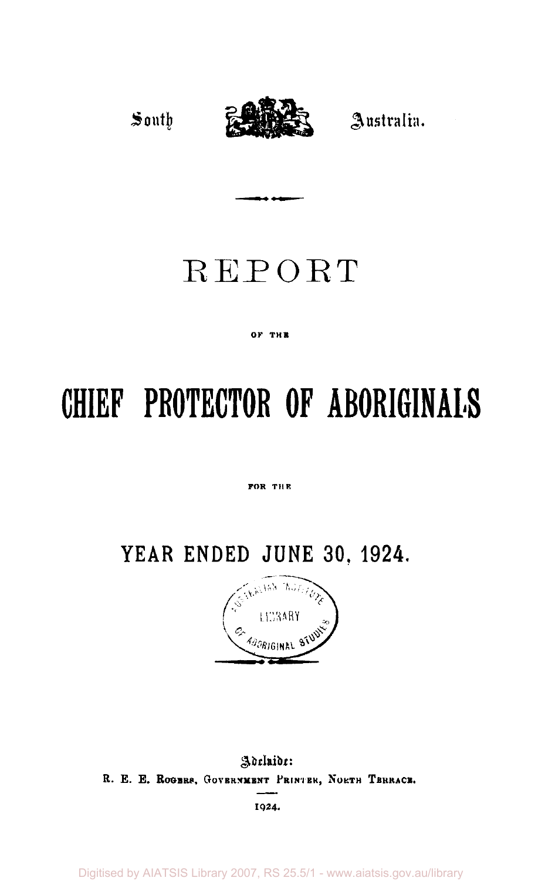South Australia.

# REPORT

OF THE

# CHIEF PROTECTOR OF ABORIGINALS

FOR THE

## YEAR ENDED JUNE 30, 1924.

Adelaide:
R. E. E. ROGERS, GOVERNMENT PRINTER, NORTH TERRACE.

1924.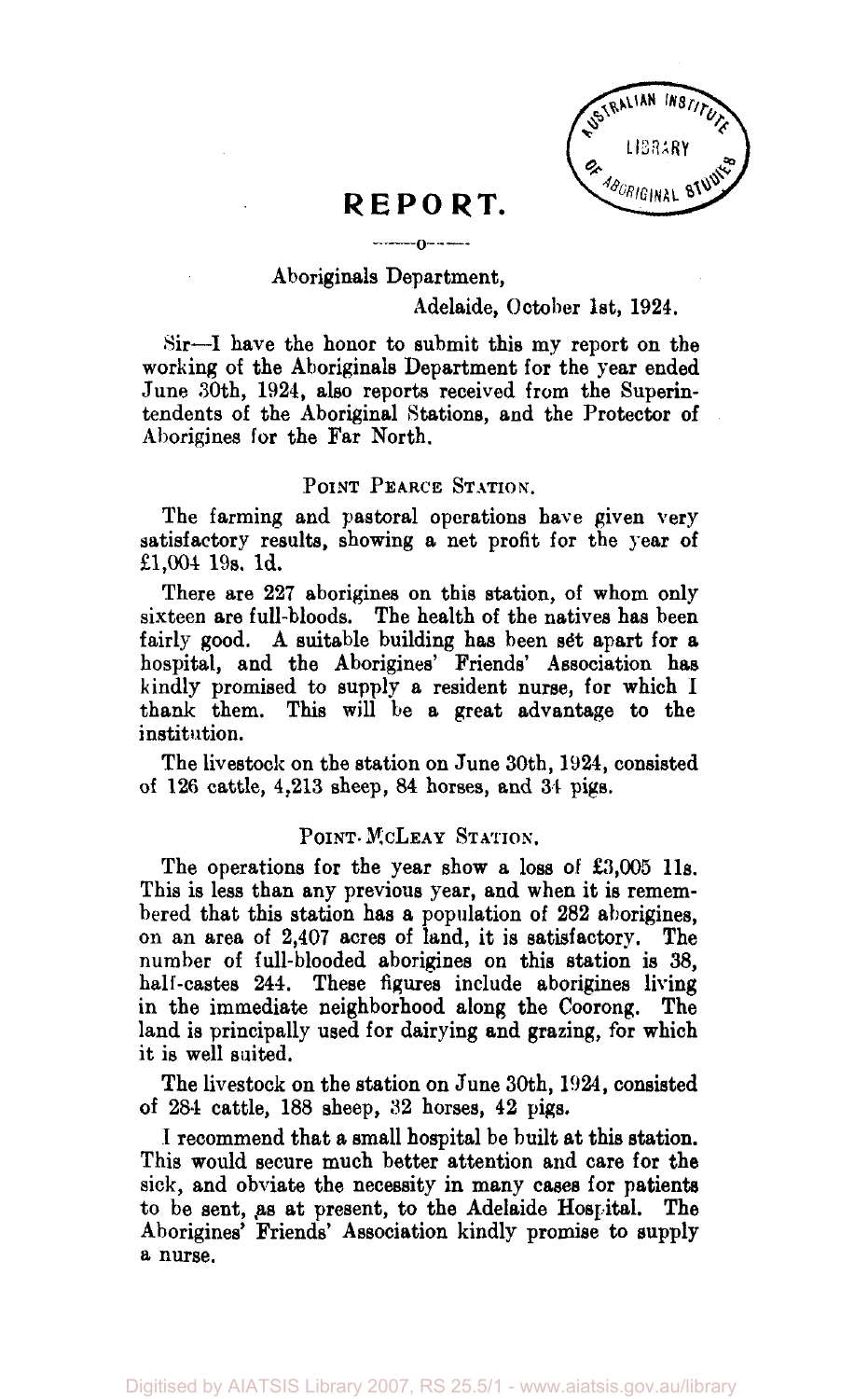# REPORT.

Aboriginals Department,

Adelaide, October 1st, 1924.

Sir—I have the honor to submit this my report on the working of the Aboriginals Department for the year ended June 30th, 1924, also reports received from the Superintendents of the Aboriginal Stations, and the Protector of Aborigines for the Far North.

## POINT PEARCE STATION.

The farming and pastoral operations have given very satisfactory results, showing a net profit for the year of £1,004 19s. 1d.

There are 227 aborigines on this station, of whom only sixteen are full-bloods. The health of the natives has been fairly good. A suitable building has been set apart for a hospital, and the Aborigines' Friends' Association has kindly promised to supply a resident nurse, for which I thank them. This will be a great advantage to the institution.

The livestock on the station on June 30th, 1924, consisted of 126 cattle, 4,213 sheep, 84 horses, and 34 pigs.

## POINT MCLEAY STATION.

The operations for the year show a loss of £3,005 11s. This is less than any previous year, and when it is remembered that this station has a population of 282 aborigines, on an area of 2,407 acres of land, it is satisfactory. The number of full-blooded aborigines on this station is 38, half-castes 244. These figures include aborigines living in the immediate neighborhood along the Coorong. The land is principally used for dairying and grazing, for which it is well suited.

The livestock on the station on June 30th, 1924, consisted of 284 cattle, 188 sheep, 32 horses, 42 pigs.

I recommend that a small hospital be built at this station. This would secure much better attention and care for the sick, and obviate the necessity in many cases for patients to be sent, as at present, to the Adelaide Hospital. The Aborigines' Friends' Association kindly promise to supply a nurse.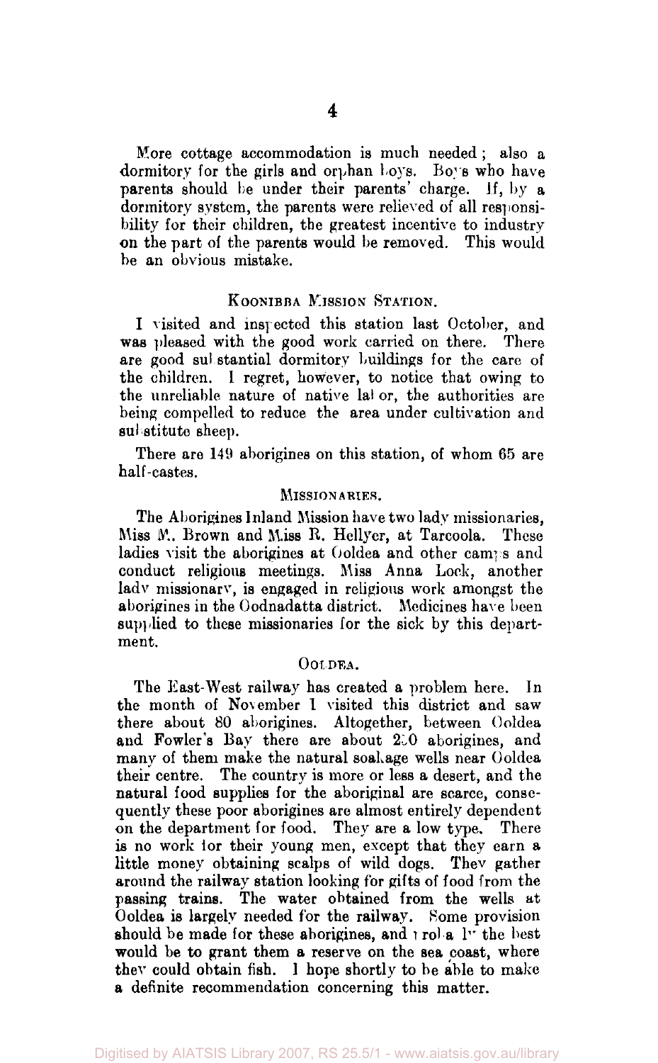More cottage accommodation is much needed; also a dormitory for the girls and orphan boys. Boys who have parents should be under their parents' charge. If, by a dormitory system, the parents were relieved of all responsibility for their children, the greatest incentive to industry on the part of the parents would be removed. This would be an obvious mistake.

## KOONIBBA MISSION STATION.

I visited and inspected this station last October, and was pleased with the good work carried on there. There are good substantial dormitory buildings for the care of the children. I regret, however, to notice that owing to the unreliable nature of native labor, the authorities are being compelled to reduce the area under cultivation and substitute sheep.

There are 149 aborigines on this station, of whom 65 are half-castes.

## MISSIONARIES.

The Aborigines Inland Mission have two lady missionaries, Miss M. Brown and Miss R. Hellyer, at Tarcoola. These ladies visit the aborigines at Ooldea and other camps and conduct religious meetings. Miss Anna Lock, another lady missionary, is engaged in religious work amongst the aborigines in the Oodnadatta district. Medicines have been supplied to these missionaries for the sick by this department.

## OOLDEA.

The East-West railway has created a problem here. In the month of November I visited this district and saw there about 80 aborigines. Altogether, between Ooldea and Fowler's Bay there are about 200 aborigines, and many of them make the natural soakage wells near Ooldea their centre. The country is more or less a desert, and the natural food supplies for the aboriginal are scarce, consequently these poor aborigines are almost entirely dependent on the department for food. They are a low type. There is no work for their young men, except that they earn a little money obtaining scalps of wild dogs. They gather around the railway station looking for gifts of food from the passing trains. The water obtained from the wells at Ooldea is largely needed for the railway. Some provision should be made for these aborigines, and probably the best would be to grant them a reserve on the sea coast, where they could obtain fish. I hope shortly to be able to make a definite recommendation concerning this matter.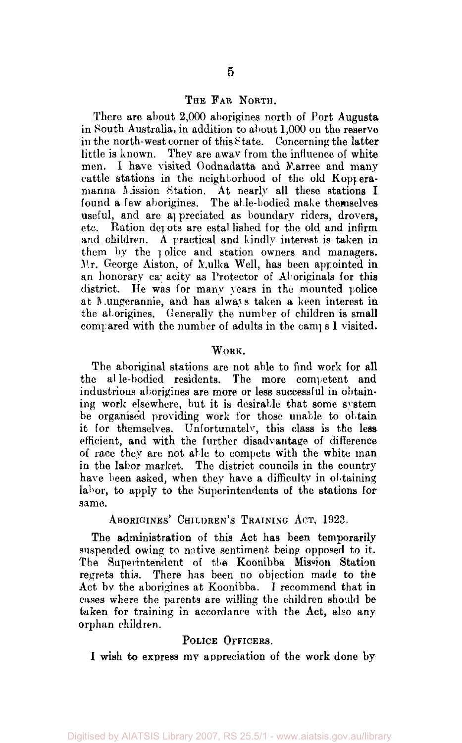## THE FAR NORTH.

There are about 2,000 aborigines north of Port Augusta in South Australia, in addition to about 1,000 on the reserve in the north-west corner of this State. Concerning the latter little is known. They are away from the influence of white men. I have visited Oodnadatta and Marree and many cattle stations in the neighborhood of the old Kopperamanna Mission Station. At nearly all these stations I found a few aborigines. The able-bodied make themselves useful, and are appreciated as boundary riders, drovers, etc. Ration depots are established for the old and infirm and children. A practical and kindly interest is taken in them by the police and station owners and managers. Mr. George Aiston, of Mulka Well, has been appointed in an honorary capacity as Protector of Aboriginals for this district. He was for many years in the mounted police at Mungerannie, and has always taken a keen interest in the aborigines. Generally the number of children is small compared with the number of adults in the camps I visited.

## WORK.

The aboriginal stations are not able to find work for all the able-bodied residents. The more competent and industrious aborigines are more or less successful in obtaining work elsewhere, but it is desirable that some system be organised providing work for those unable to obtain it for themselves. Unfortunately, this class is the less efficient, and with the further disadvantage of difference of race they are not able to compete with the white man in the labor market. The district councils in the country have been asked, when they have a difficulty in obtaining labor, to apply to the Superintendents of the stations for same.

## ABORIGINES' CHILDREN'S TRAINING ACT, 1923.

The administration of this Act has been temporarily suspended owing to native sentiment being opposed to it. The Superintendent of the Koonibba Mission Station regrets this. There has been no objection made to the Act by the aborigines at Koonibba. I recommend that in cases where the parents are willing the children should be taken for training in accordance with the Act, also any orphan children.

## POLICE OFFICERS.

I wish to express my appreciation of the work done by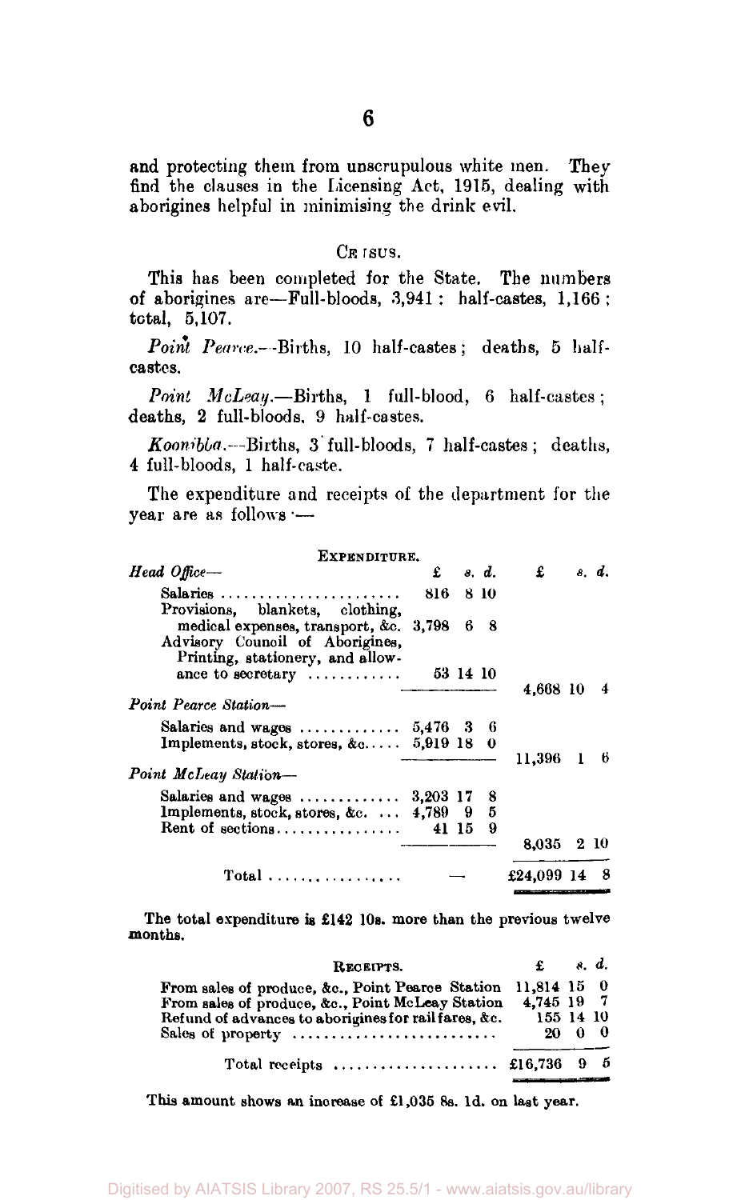and protecting them from unscrupulous white men. They find the clauses in the Licensing Act, 1915, dealing with aborigines helpful in minimising the drink evil.

## CENSUS.

This has been completed for the State. The numbers of aborigines are—Full-bloods, 3,941; half-castes, 1,166; total, 5,107.

*Point Pearce.*—Births, 10 half-castes; deaths, 5 half-castes.

*Point McLeay.*—Births, 1 full-blood, 6 half-castes; deaths, 2 full-bloods, 9 half-castes.

*Koonibba.*—Births, 3 full-bloods, 7 half-castes; deaths, 4 full-bloods, 1 half-caste.

The expenditure and receipts of the department for the year are as follows:—

### EXPENDITURE.

| | £ s. d. | £ s. d. |
|---|---|---|
| *Head Office*— | | |
| Salaries | 816 8 10 | |
| Provisions, blankets, clothing, medical expenses, transport, &c. | 3,798 6 8 | |
| Advisory Council of Aborigines, Printing, stationery, and allowance to secretary | 53 14 10 | |
| | | 4,668 10 4 |
| *Point Pearce Station*— | | |
| Salaries and wages | 5,476 3 6 | |
| Implements, stock, stores, &c. | 5,919 18 0 | |
| | | 11,396 1 6 |
| *Point McLeay Station*— | | |
| Salaries and wages | 3,203 17 8 | |
| Implements, stock, stores, &c. | 4,789 9 5 | |
| Rent of sections | 41 15 9 | |
| | | 8,035 2 10 |
| Total | — | £24,099 14 8 |

The total expenditure is £142 10s. more than the previous twelve months.

### RECEIPTS.

| | £ s. d. |
|---|---|
| From sales of produce, &c., Point Pearce Station | 11,814 15 0 |
| From sales of produce, &c., Point McLeay Station | 4,745 19 7 |
| Refund of advances to aborigines for rail fares, &c. | 155 14 10 |
| Sales of property | 20 0 0 |
| Total receipts | £16,736 9 5 |

This amount shows an increase of £1,035 8s. 1d. on last year.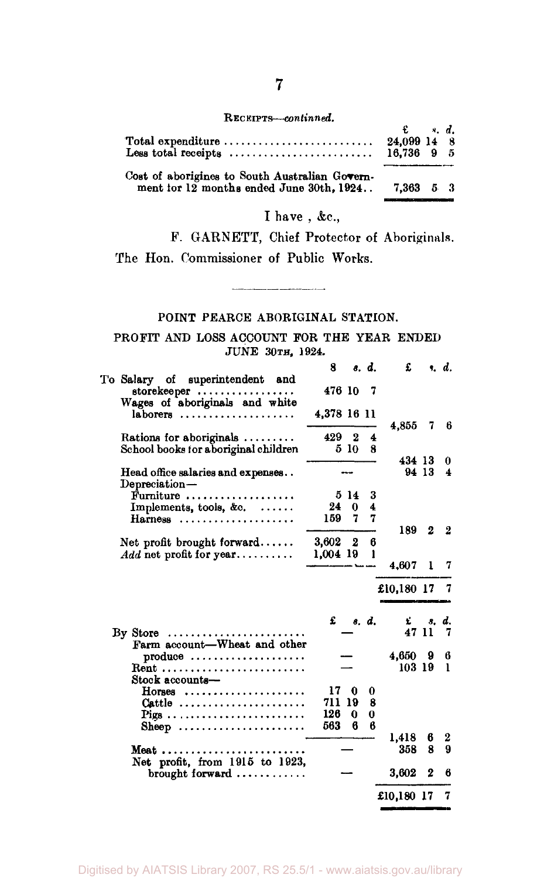RECEIPTS—*continued.*

| | £ s. d. |
|---|---|
| Total expenditure .......................... | 24,099 14 8 |
| Less total receipts .......................... | 16,736 9 5 |
| Cost of aborigines to South Australian Government for 12 months ended June 30th, 1924.. | 7,363 5 3 |

I have , &c.,

F. GARNETT, Chief Protector of Aboriginals.

The Hon. Commissioner of Public Works.

---

## POINT PEARCE ABORIGINAL STATION.

### PROFIT AND LOSS ACCOUNT FOR THE YEAR ENDED JUNE 30TH, 1924.

| | £ s. d. | £ s. d. |
|---|---|---|
| To Salary of superintendent and storekeeper ................. | 476 10 7 | |
| Wages of aboriginals and white laborers .................... | 4,378 16 11 | |
| | | 4,855 7 6 |
| Rations for aboriginals ......... | 429 2 4 | |
| School books for aboriginal children | 5 10 8 | |
| | | 434 13 0 |
| Head office salaries and expenses.. | — | 94 13 4 |
| Depreciation— | | |
| Furniture ................... | 5 14 3 | |
| Implements, tools, &c. ...... | 24 0 4 | |
| Harness .................... | 159 7 7 | |
| | | 189 2 2 |
| Net profit brought forward...... | 3,602 2 6 | |
| *Add* net profit for year.......... | 1,004 19 1 | |
| | | 4,607 1 7 |
| | | £10,180 17 7 |

| | £ s. d. | £ s. d. |
|---|---|---|
| By Store ........................ | — | 47 11 7 |
| Farm account—Wheat and other produce .................... | — | 4,650 9 6 |
| Rent ......................... | — | 103 19 1 |
| Stock accounts— | | |
| Horses ..................... | 17 0 0 | |
| Cattle ...................... | 711 19 8 | |
| Pigs ........................ | 126 0 0 | |
| Sheep ...................... | 563 6 6 | |
| | | 1,418 6 2 |
| Meat ......................... | — | 358 8 9 |
| Net profit, from 1915 to 1923, brought forward ............ | — | 3,602 2 6 |
| | | £10,180 17 7 |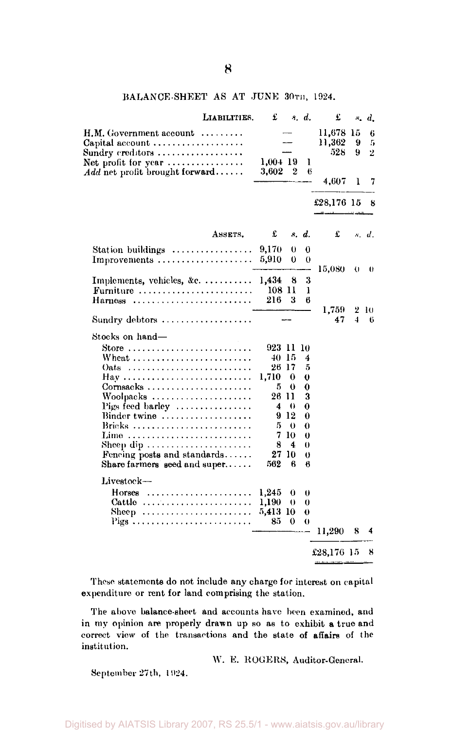## BALANCE-SHEET AS AT JUNE 30TH, 1924.

| LIABILITIES. | £ s. d. | £ s. d. |
|---|---|---|
| H.M. Government account | — | 11,678 15 6 |
| Capital account | — | 11,362 9 5 |
| Sundry creditors | — | 528 9 2 |
| Net profit for year | 1,004 19 1 | |
| *Add* net profit brought forward | 3,602 2 6 | |
| | | 4,607 1 7 |
| | | £28,176 15 8 |

| ASSETS. | £ s. d. | £ s. d. |
|---|---|---|
| Station buildings | 9,170 0 0 | |
| Improvements | 5,910 0 0 | |
| | | 15,080 0 0 |
| Implements, vehicles, &c. | 1,434 8 3 | |
| Furniture | 108 11 1 | |
| Harness | 216 3 6 | |
| | | 1,759 2 10 |
| Sundry debtors | — | 47 4 6 |
| Stocks on hand— | | |
| Store | 923 11 10 | |
| Wheat | 40 15 4 | |
| Oats | 26 17 5 | |
| Hay | 1,710 0 0 | |
| Cornsacks | 5 0 0 | |
| Woolpacks | 26 11 3 | |
| Pigs feed barley | 4 0 0 | |
| Binder twine | 9 12 0 | |
| Bricks | 5 0 0 | |
| Lime | 7 10 0 | |
| Sheep dip | 8 4 0 | |
| Fencing posts and standards | 27 10 0 | |
| Share farmers seed and super | 562 6 6 | |
| Livestock— | | |
| Horses | 1,245 0 0 | |
| Cattle | 1,190 0 0 | |
| Sheep | 5,413 10 0 | |
| Pigs | 85 0 0 | |
| | | 11,290 8 4 |
| | | £28,176 15 8 |

These statements do not include any charge for interest on capital expenditure or rent for land comprising the station.

The above balance-sheet and accounts have been examined, and in my opinion are properly drawn up so as to exhibit a true and correct view of the transactions and the state of affairs of the institution.

W. E. ROGERS, Auditor-General.

September 27th, 1924.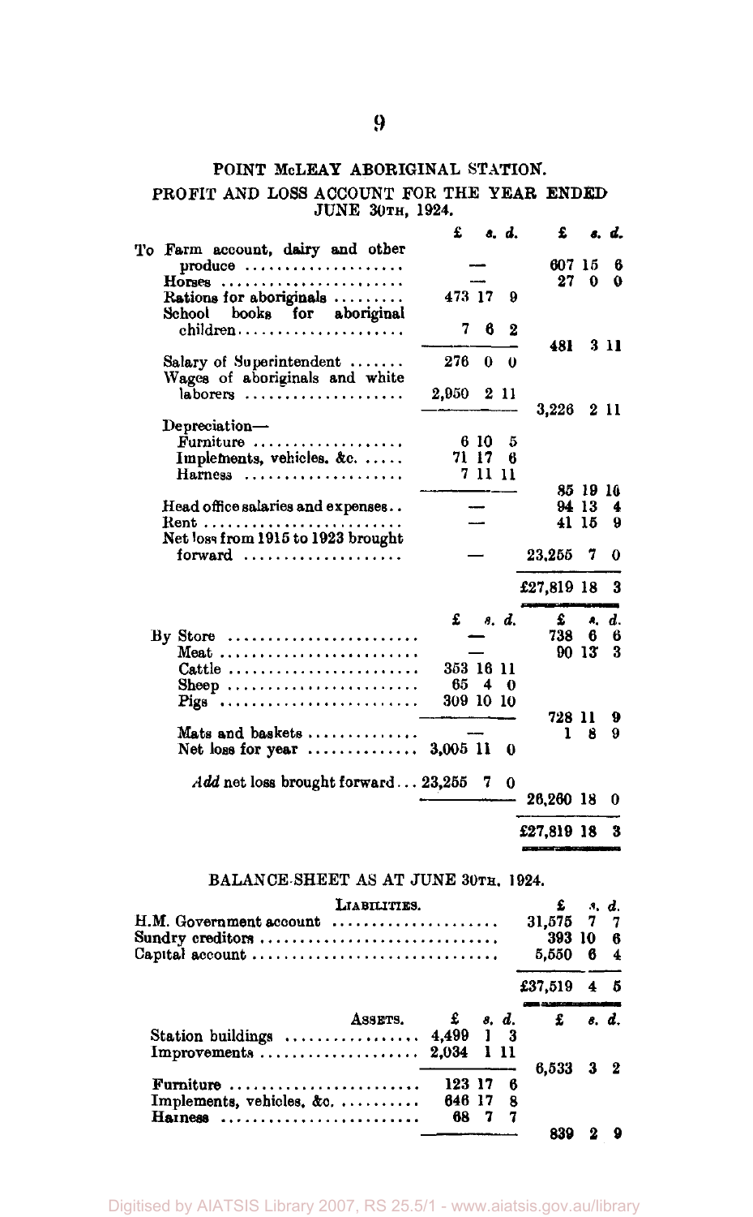## POINT McLEAY ABORIGINAL STATION.

### PROFIT AND LOSS ACCOUNT FOR THE YEAR ENDED JUNE 30TH, 1924.

| | £ s. d. | £ s. d. |
|---|---|---|
| To Farm account, dairy and other produce | — | 607 15 6 |
| Horses | — | 27 0 0 |
| Rations for aboriginals | 473 17 9 | |
| School books for aboriginal children | 7 6 2 | |
| | | 481 3 11 |
| Salary of Superintendent | 276 0 0 | |
| Wages of aboriginals and white laborers | 2,950 2 11 | |
| | | 3,226 2 11 |
| Depreciation— | | |
| Furniture | 6 10 5 | |
| Implements, vehicles, &c. | 71 17 6 | |
| Harness | 7 11 11 | |
| | | 85 19 10 |
| Head office salaries and expenses | — | 94 13 4 |
| Rent | — | 41 15 9 |
| Net loss from 1915 to 1923 brought forward | — | 23,255 7 0 |
| | | £27,819 18 3 |

| | £ s. d. | £ s. d. |
|---|---|---|
| By Store | — | 738 6 6 |
| Meat | — | 90 13 3 |
| Cattle | 353 16 11 | |
| Sheep | 65 4 0 | |
| Pigs | 309 10 10 | |
| | | 728 11 9 |
| Mats and baskets | — | 1 8 9 |
| Net loss for year | 3,005 11 0 | |
| *Add* net loss brought forward | 23,255 7 0 | |
| | | 26,260 18 0 |
| | | £27,819 18 3 |

### BALANCE-SHEET AS AT JUNE 30TH, 1924.

| LIABILITIES. | | £ s. d. |
|---|---|---|
| H.M. Government account | | 31,575 7 7 |
| Sundry creditors | | 393 10 6 |
| Capital account | | 5,550 6 4 |
| | | £37,519 4 5 |

| ASSETS. | £ s. d. | £ s. d. |
|---|---|---|
| Station buildings | 4,499 1 3 | |
| Improvements | 2,034 1 11 | |
| | | 6,533 3 2 |
| Furniture | 123 17 6 | |
| Implements, vehicles, &c. | 646 17 8 | |
| Harness | 68 7 7 | |
| | | 839 2 9 |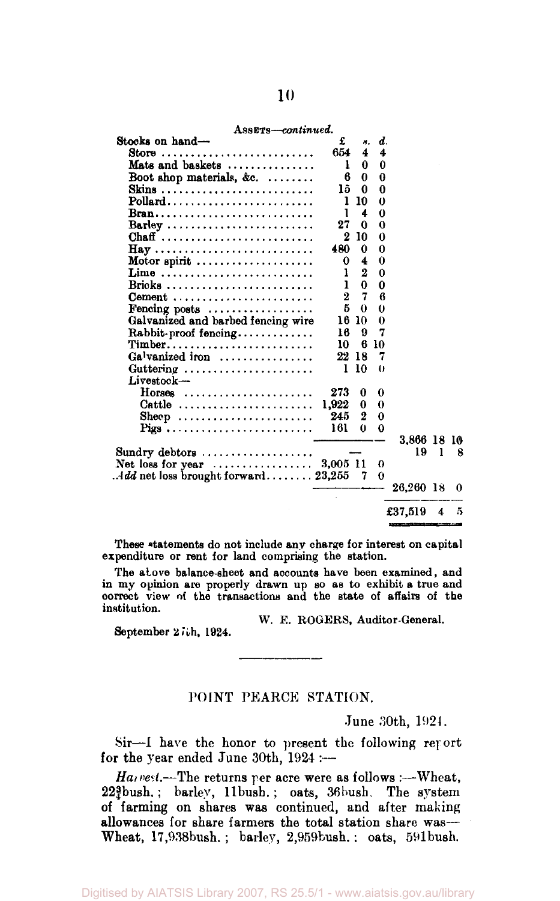ASSETS—*continued.*

| | £ | s. | d. | £ | s. | d. |
|---|---|---|---|---|---|---|
| Stocks on hand— | | | | | | |
| Store | 654 | 4 | 4 | | | |
| Mats and baskets | 1 | 0 | 0 | | | |
| Boot shop materials, &c. | 6 | 0 | 0 | | | |
| Skins | 15 | 0 | 0 | | | |
| Pollard | 1 | 10 | 0 | | | |
| Bran | 1 | 4 | 0 | | | |
| Barley | 27 | 0 | 0 | | | |
| Chaff | 2 | 10 | 0 | | | |
| Hay | 480 | 0 | 0 | | | |
| Motor spirit | 0 | 4 | 0 | | | |
| Lime | 1 | 2 | 0 | | | |
| Bricks | 1 | 0 | 0 | | | |
| Cement | 2 | 7 | 6 | | | |
| Fencing posts | 5 | 0 | 0 | | | |
| Galvanized and barbed fencing wire | 16 | 10 | 0 | | | |
| Rabbit-proof fencing | 16 | 9 | 7 | | | |
| Timber | 10 | 6 | 10 | | | |
| Galvanized iron | 22 | 18 | 7 | | | |
| Guttering | 1 | 10 | 0 | | | |
| Livestock— | | | | | | |
| Horses | 273 | 0 | 0 | | | |
| Cattle | 1,922 | 0 | 0 | | | |
| Sheep | 245 | 2 | 0 | | | |
| Pigs | 161 | 0 | 0 | | | |
| | | | | 3,866 | 18 | 10 |
| Sundry debtors | — | | | 19 | 1 | 8 |
| Net loss for year | 3,005 | 11 | 0 | | | |
| *Add* net loss brought forward | 23,255 | 7 | 0 | | | |
| | | | | 26,260 | 18 | 0 |
| | | | | £37,519 | 4 | 5 |

These statements do not include any charge for interest on capital expenditure or rent for land comprising the station.

The above balance-sheet and accounts have been examined, and in my opinion are properly drawn up so as to exhibit a true and correct view of the transactions and the state of affairs of the institution.

W. E. ROGERS, Auditor-General.

September 27th, 1924.

---

## POINT PEARCE STATION.

June 30th, 1924.

Sir—I have the honor to present the following report for the year ended June 30th, 1924:—

*Harvest.*—The returns per acre were as follows:—Wheat, 22¾bush.; barley, 11bush.; oats, 36bush. The system of farming on shares was continued, and after making allowances for share farmers the total station share was—Wheat, 17,938bush.; barley, 2,959bush.; oats, 591bush.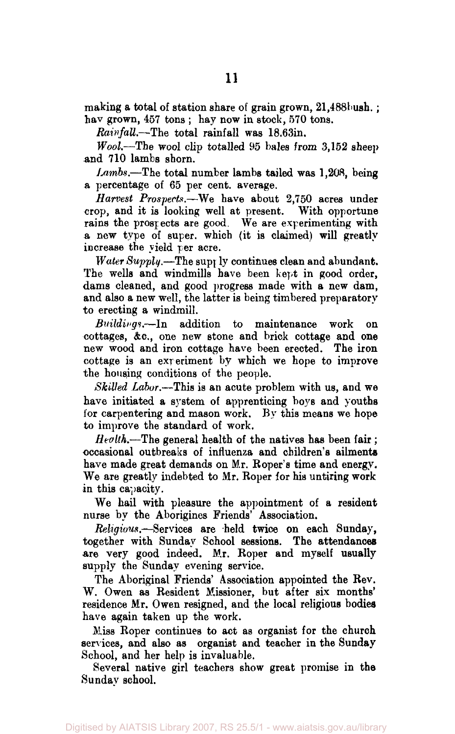making a total of station share of grain grown, 21,488bush.; hay grown, 457 tons; hay now in stock, 570 tons.

*Rainfall.*—The total rainfall was 18.63in.

*Wool.*—The wool clip totalled 95 bales from 3,152 sheep and 710 lambs shorn.

*Lambs.*—The total number lambs tailed was 1,208, being a percentage of 65 per cent. average.

*Harvest Prospects.*—We have about 2,750 acres under crop, and it is looking well at present. With opportune rains the prospects are good. We are experimenting with a new type of super. which (it is claimed) will greatly increase the yield per acre.

*Water Supply.*—The supply continues clean and abundant. The wells and windmills have been kept in good order, dams cleaned, and good progress made with a new dam, and also a new well, the latter is being timbered preparatory to erecting a windmill.

*Buildings.*—In addition to maintenance work on cottages, &c., one new stone and brick cottage and one new wood and iron cottage have been erected. The iron cottage is an experiment by which we hope to improve the housing conditions of the people.

*Skilled Labor.*—This is an acute problem with us, and we have initiated a system of apprenticing boys and youths for carpentering and mason work. By this means we hope to improve the standard of work.

*Health.*—The general health of the natives has been fair; occasional outbreaks of influenza and children's ailments have made great demands on Mr. Roper's time and energy. We are greatly indebted to Mr. Roper for his untiring work in this capacity.

We hail with pleasure the appointment of a resident nurse by the Aborigines Friends' Association.

*Religious.*—Services are held twice on each Sunday, together with Sunday School sessions. The attendances are very good indeed. Mr. Roper and myself usually supply the Sunday evening service.

The Aboriginal Friends' Association appointed the Rev. W. Owen as Resident Missioner, but after six months' residence Mr. Owen resigned, and the local religious bodies have again taken up the work.

Miss Roper continues to act as organist for the church services, and also as organist and teacher in the Sunday School, and her help is invaluable.

Several native girl teachers show great promise in the Sunday school.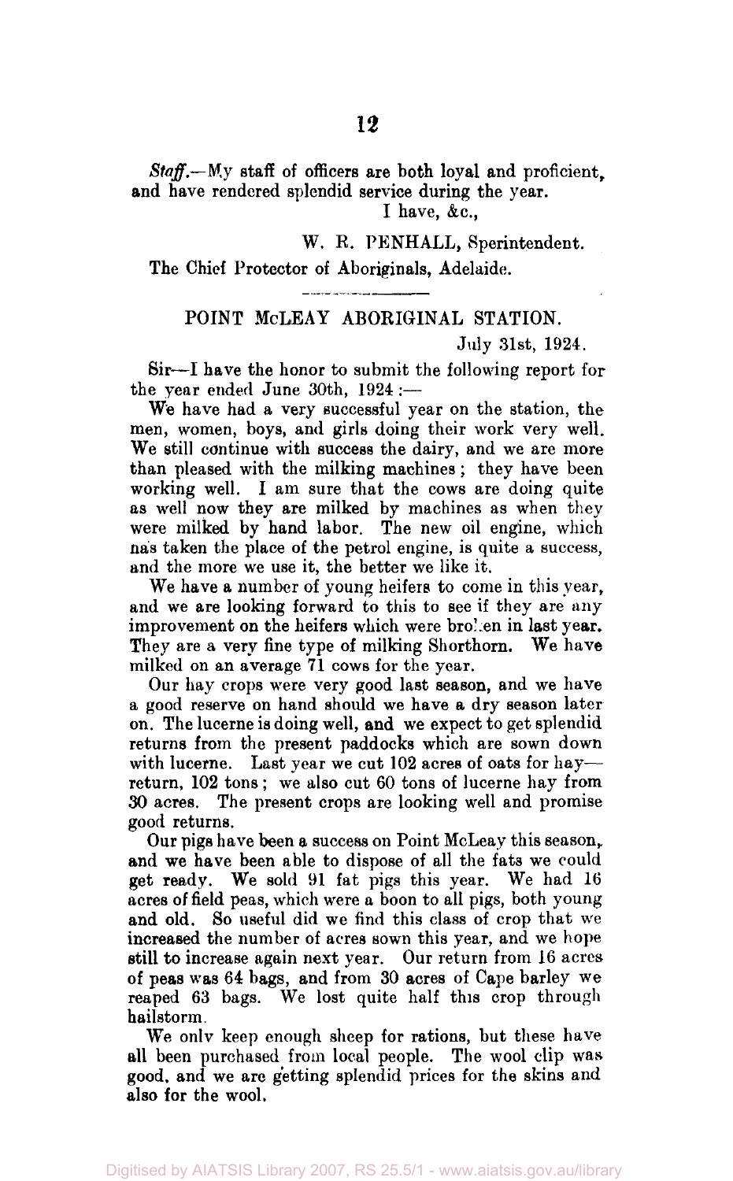*Staff.*—My staff of officers are both loyal and proficient, and have rendered splendid service during the year.

I have, &c.,

W. R. PENHALL, Sperintendent.

The Chief Protector of Aboriginals, Adelaide.

## POINT McLEAY ABORIGINAL STATION.

July 31st, 1924.

Sir—I have the honor to submit the following report for the year ended June 30th, 1924:—

We have had a very successful year on the station, the men, women, boys, and girls doing their work very well. We still continue with success the dairy, and we are more than pleased with the milking machines; they have been working well. I am sure that the cows are doing quite as well now they are milked by machines as when they were milked by hand labor. The new oil engine, which has taken the place of the petrol engine, is quite a success, and the more we use it, the better we like it.

We have a number of young heifers to come in this year, and we are looking forward to this to see if they are any improvement on the heifers which were broken in last year. They are a very fine type of milking Shorthorn. We have milked on an average 71 cows for the year.

Our hay crops were very good last season, and we have a good reserve on hand should we have a dry season later on. The lucerne is doing well, and we expect to get splendid returns from the present paddocks which are sown down with lucerne. Last year we cut 102 acres of oats for hay—return, 102 tons; we also cut 60 tons of lucerne hay from 30 acres. The present crops are looking well and promise good returns.

Our pigs have been a success on Point McLeay this season, and we have been able to dispose of all the fats we could get ready. We sold 91 fat pigs this year. We had 16 acres of field peas, which were a boon to all pigs, both young and old. So useful did we find this class of crop that we increased the number of acres sown this year, and we hope still to increase again next year. Our return from 16 acres of peas was 64 bags, and from 30 acres of Cape barley we reaped 63 bags. We lost quite half this crop through hailstorm.

We only keep enough sheep for rations, but these have all been purchased from local people. The wool clip was good, and we are getting splendid prices for the skins and also for the wool.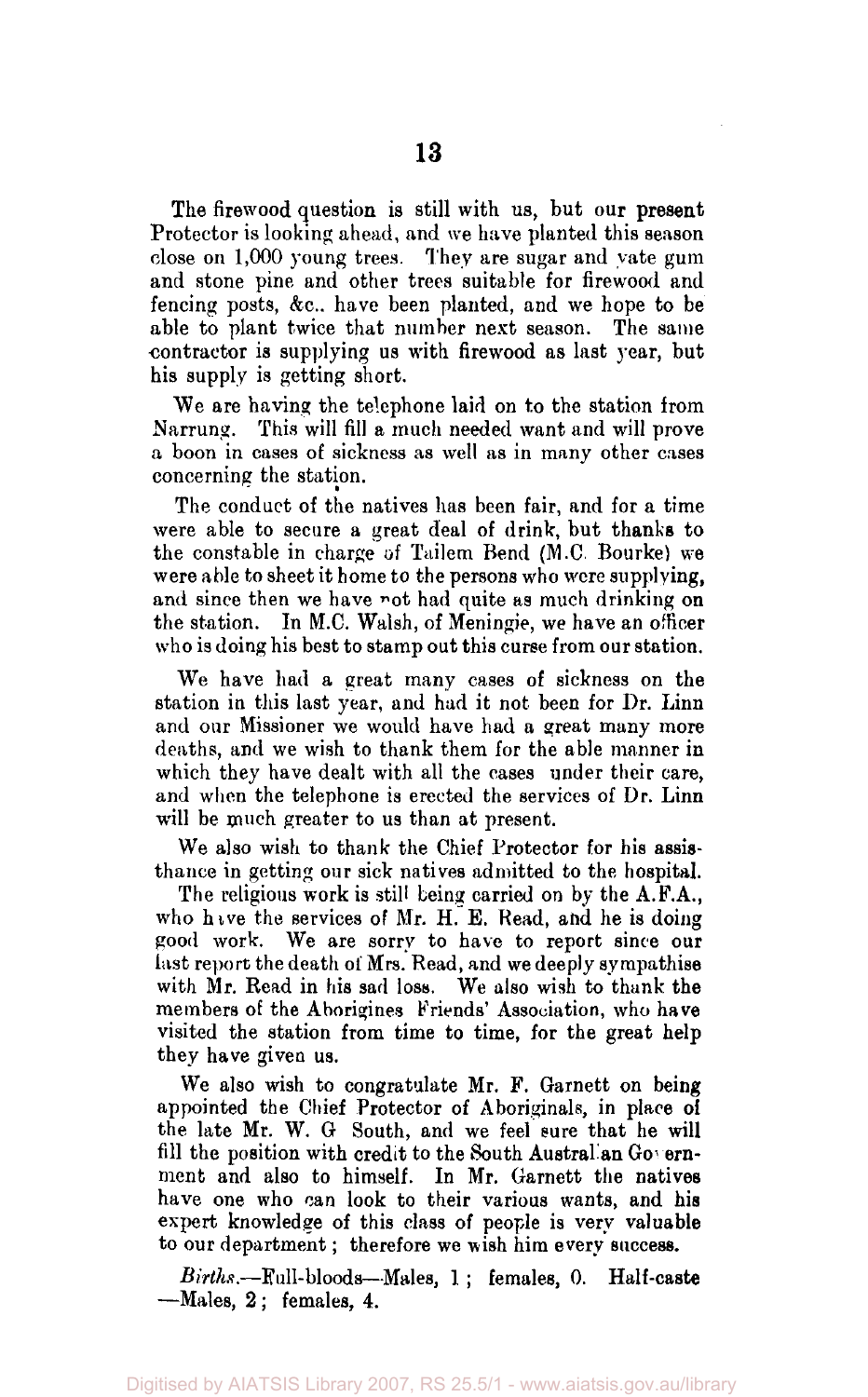The firewood question is still with us, but our present Protector is looking ahead, and we have planted this season close on 1,000 young trees. They are sugar and yate gum and stone pine and other trees suitable for firewood and fencing posts, &c.. have been planted, and we hope to be able to plant twice that number next season. The same contractor is supplying us with firewood as last year, but his supply is getting short.

We are having the telephone laid on to the station from Narrung. This will fill a much needed want and will prove a boon in cases of sickness as well as in many other cases concerning the station.

The conduct of the natives has been fair, and for a time were able to secure a great deal of drink, but thanks to the constable in charge of Tailem Bend (M.C. Bourke) we were able to sheet it home to the persons who were supplying, and since then we have not had quite as much drinking on the station. In M.C. Walsh, of Meningie, we have an officer who is doing his best to stamp out this curse from our station.

We have had a great many cases of sickness on the station in this last year, and had it not been for Dr. Linn and our Missioner we would have had a great many more deaths, and we wish to thank them for the able manner in which they have dealt with all the cases under their care, and when the telephone is erected the services of Dr. Linn will be much greater to us than at present.

We also wish to thank the Chief Protector for his assisthance in getting our sick natives admitted to the hospital.

The religious work is still being carried on by the A.F.A., who have the services of Mr. H. E. Read, and he is doing good work. We are sorry to have to report since our last report the death of Mrs. Read, and we deeply sympathise with Mr. Read in his sad loss. We also wish to thank the members of the Aborigines Friends' Association, who have visited the station from time to time, for the great help they have given us.

We also wish to congratulate Mr. F. Garnett on being appointed the Chief Protector of Aboriginals, in place of the late Mr. W. G South, and we feel sure that he will fill the position with credit to the South Australian Government and also to himself. In Mr. Garnett the natives have one who can look to their various wants, and his expert knowledge of this class of people is very valuable to our department; therefore we wish him every success.

*Births.*—Full-bloods—Males, 1; females, 0. Half-caste —Males, 2; females, 4.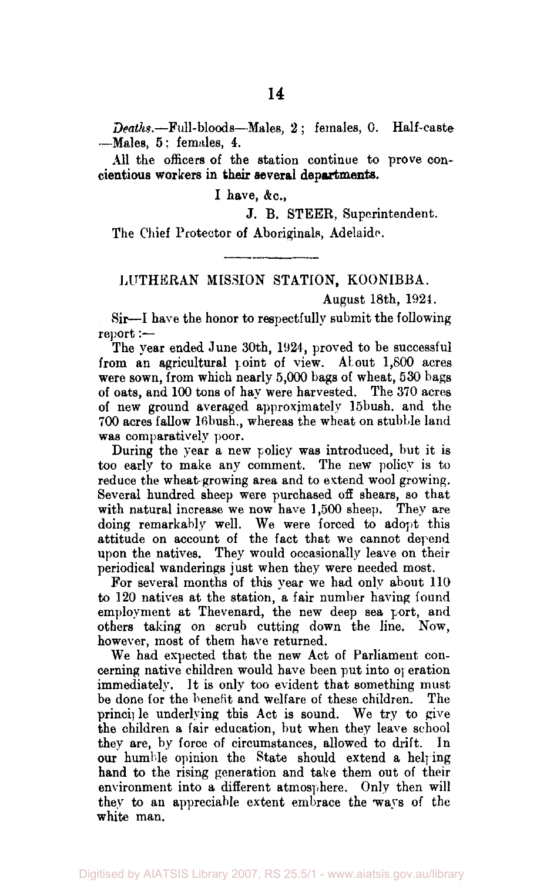*Deaths.*—Full-bloods—Males, 2; females, 0. Half-caste—Males, 5; females, 4.

All the officers of the station continue to prove concientious workers in their several departments.

I have, &c.,

J. B. STEER, Superintendent.

The Chief Protector of Aboriginals, Adelaide.

---

## LUTHERAN MISSION STATION, KOONIBBA.

August 18th, 1924.

Sir—I have the honor to respectfully submit the following report:—

The year ended June 30th, 1924, proved to be successful from an agricultural point of view. About 1,800 acres were sown, from which nearly 5,000 bags of wheat, 530 bags of oats, and 100 tons of hay were harvested. The 370 acres of new ground averaged approximately 15bush. and the 700 acres fallow 16bush., whereas the wheat on stubble land was comparatively poor.

During the year a new policy was introduced, but it is too early to make any comment. The new policy is to reduce the wheat-growing area and to extend wool growing. Several hundred sheep were purchased off shears, so that with natural increase we now have 1,500 sheep. They are doing remarkably well. We were forced to adopt this attitude on account of the fact that we cannot depend upon the natives. They would occasionally leave on their periodical wanderings just when they were needed most.

For several months of this year we had only about 110 to 120 natives at the station, a fair number having found employment at Thevenard, the new deep sea port, and others taking on scrub cutting down the line. Now, however, most of them have returned.

We had expected that the new Act of Parliament concerning native children would have been put into operation immediately. It is only too evident that something must be done for the benefit and welfare of these children. The principle underlying this Act is sound. We try to give the children a fair education, but when they leave school they are, by force of circumstances, allowed to drift. In our humble opinion the State should extend a helping hand to the rising generation and take them out of their environment into a different atmosphere. Only then will they to an appreciable extent embrace the ways of the white man.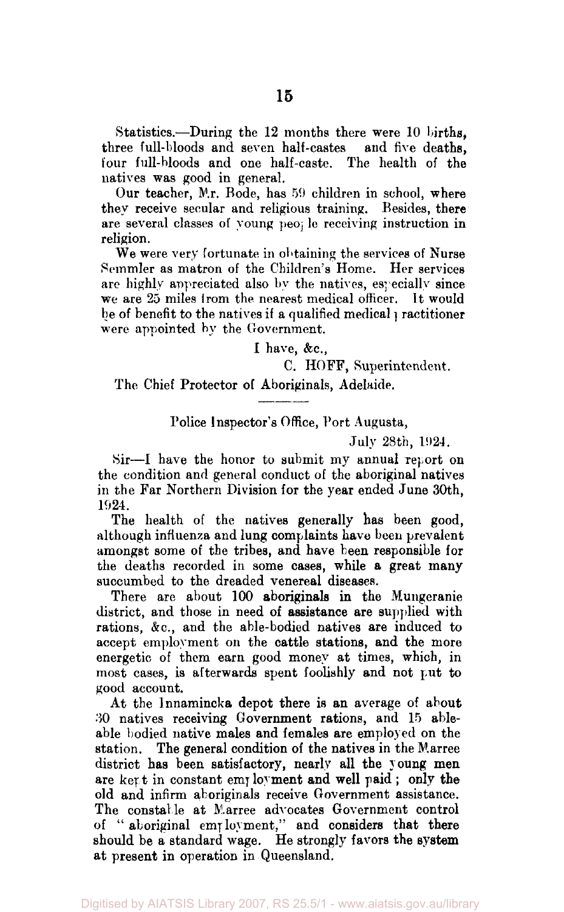Statistics.—During the 12 months there were 10 births, three full-bloods and seven half-castes and five deaths, four full-bloods and one half-caste. The health of the natives was good in general.

Our teacher, Mr. Bode, has 59 children in school, where they receive secular and religious training. Besides, there are several classes of young people receiving instruction in religion.

We were very fortunate in obtaining the services of Nurse Semmler as matron of the Children's Home. Her services are highly appreciated also by the natives, especially since we are 25 miles from the nearest medical officer. It would be of benefit to the natives if a qualified medical practitioner were appointed by the Government.

I have, &c.,

C. HOFF, Superintendent.

The Chief Protector of Aboriginals, Adelaide.

---

Police Inspector's Office, Port Augusta,

July 28th, 1924.

Sir—I have the honor to submit my annual report on the condition and general conduct of the aboriginal natives in the Far Northern Division for the year ended June 30th, 1924.

The health of the natives generally has been good, although influenza and lung complaints have been prevalent amongst some of the tribes, and have been responsible for the deaths recorded in some cases, while a great many succumbed to the dreaded venereal diseases.

There are about 100 aboriginals in the Mungeranie district, and those in need of assistance are supplied with rations, &c., and the able-bodied natives are induced to accept employment on the cattle stations, and the more energetic of them earn good money at times, which, in most cases, is afterwards spent foolishly and not put to good account.

At the Innamincka depot there is an average of about 30 natives receiving Government rations, and 15 able-able bodied native males and females are employed on the station. The general condition of the natives in the Marree district has been satisfactory, nearly all the young men are kept in constant employment and well paid; only the old and infirm aboriginals receive Government assistance. The constable at Marree advocates Government control of "aboriginal employment," and considers that there should be a standard wage. He strongly favors the system at present in operation in Queensland.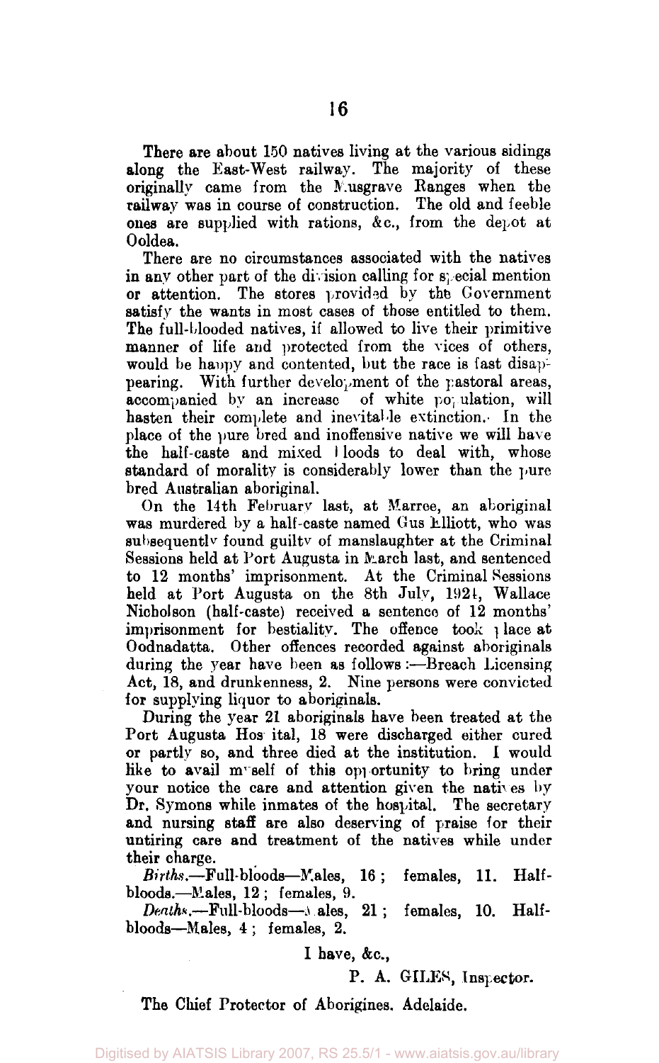There are about 150 natives living at the various sidings along the East-West railway. The majority of these originally came from the Musgrave Ranges when the railway was in course of construction. The old and feeble ones are supplied with rations, &c., from the depot at Ooldea.

There are no circumstances associated with the natives in any other part of the division calling for special mention or attention. The stores provided by the Government satisfy the wants in most cases of those entitled to them. The full-blooded natives, if allowed to live their primitive manner of life and protected from the vices of others, would be happy and contented, but the race is fast disappearing. With further development of the pastoral areas, accompanied by an increase of white population, will hasten their complete and inevitable extinction. In the place of the pure bred and inoffensive native we will have the half-caste and mixed bloods to deal with, whose standard of morality is considerably lower than the pure bred Australian aboriginal.

On the 14th February last, at Marree, an aboriginal was murdered by a half-caste named Gus Elliott, who was subsequently found guilty of manslaughter at the Criminal Sessions held at Port Augusta in March last, and sentenced to 12 months' imprisonment. At the Criminal Sessions held at Port Augusta on the 8th July, 1924, Wallace Nicholson (half-caste) received a sentence of 12 months' imprisonment for bestiality. The offence took place at Oodnadatta. Other offences recorded against aboriginals during the year have been as follows:—Breach Licensing Act, 18, and drunkenness, 2. Nine persons were convicted for supplying liquor to aboriginals.

During the year 21 aboriginals have been treated at the Port Augusta Hospital, 18 were discharged either cured or partly so, and three died at the institution. I would like to avail myself of this opportunity to bring under your notice the care and attention given the natives by Dr. Symons while inmates of the hospital. The secretary and nursing staff are also deserving of praise for their untiring care and treatment of the natives while under their charge.

*Births.*—Full-bloods—Males, 16; females, 11. Half-bloods.—Males, 12; females, 9.

*Deaths.*—Full-bloods—Males, 21; females, 10. Half-bloods—Males, 4; females, 2.

I have, &c.,

P. A. GILES, Inspector.

The Chief Protector of Aborigines. Adelaide.